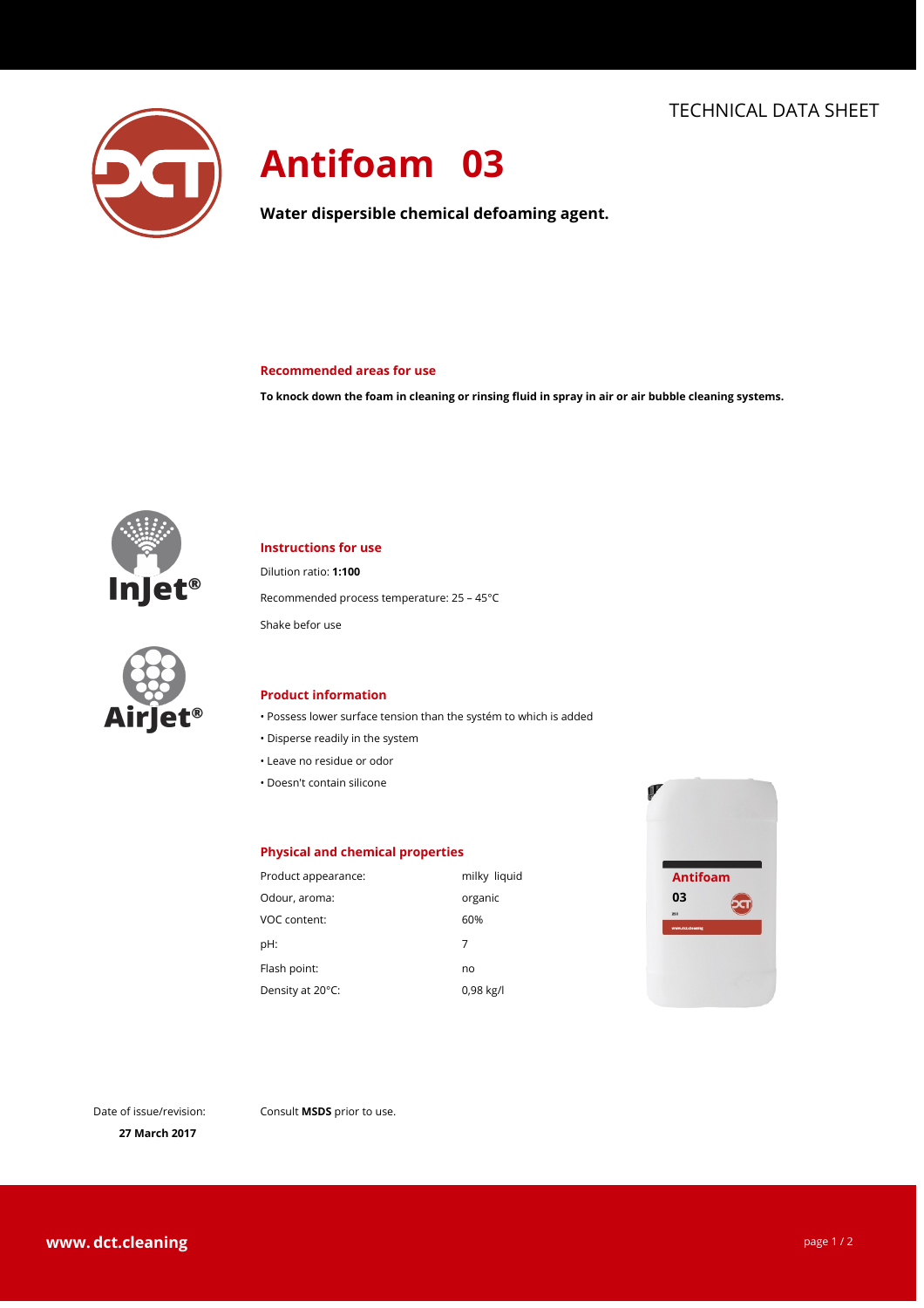TECHNICAL DATA SHEET

# Antifoam 03

**Water dispersible chemical defoaming agent.**

## Recommended areas for use

**To knock down the foam in cleaning or rinsing fluid in spray in air or air bubble cleaning systems.**

InJet®

AirJet®

## Instructions for use

Dilution ratio: **1:100**

Recommended process temperature: 25 – 45°C

Shake befor use

## Product information

- Possess lower surface tension than the systém to which is added
- Disperse readily in the system
- Leave no residue or odor
- Doesn't contain silicone

## Physical and chemical properties

| | |
|---|---|
| Product appearance: | milky liquid |
| Odour, aroma: | organic |
| VOC content: | 60% |
| pH: | 7 |
| Flash point: | no |
| Density at 20°C: | 0,98 kg/l |

Date of issue/revision:
**27 March 2017**

Consult **MSDS** prior to use.

**www. dct.cleaning**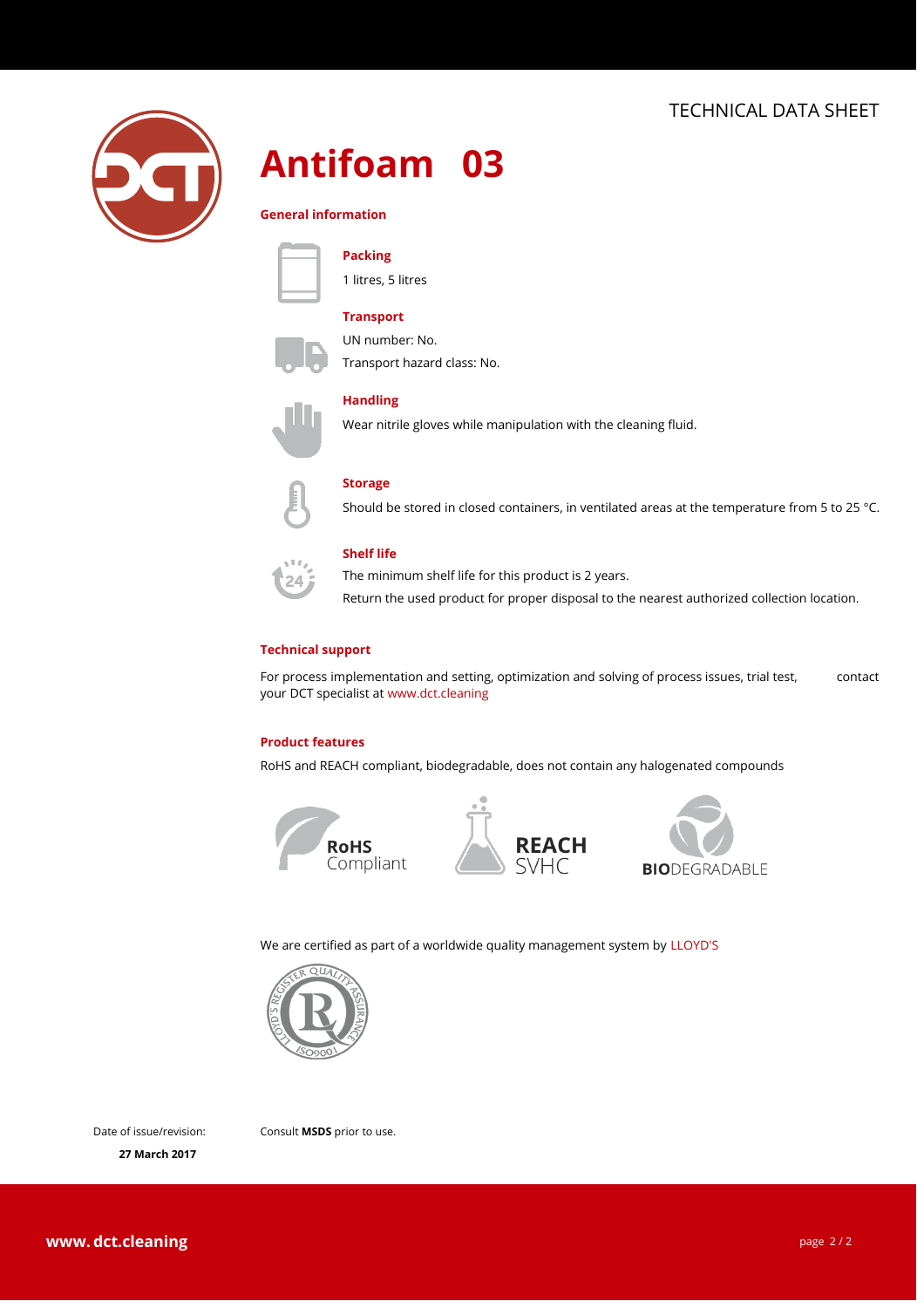TECHNICAL DATA SHEET

# Antifoam 03

## General information

### Packing

1 litres, 5 litres

### Transport

UN number: No.

Transport hazard class: No.

### Handling

Wear nitrile gloves while manipulation with the cleaning fluid.

### Storage

Should be stored in closed containers, in ventilated areas at the temperature from 5 to 25 °C.

### Shelf life

The minimum shelf life for this product is 2 years.

Return the used product for proper disposal to the nearest authorized collection location.

## Technical support

For process implementation and setting, optimization and solving of process issues, trial test, contact your DCT specialist at www.dct.cleaning

## Product features

RoHS and REACH compliant, biodegradable, does not contain any halogenated compounds

RoHS Compliant

REACH SVHC

**BIO**DEGRADABLE

We are certified as part of a worldwide quality management system by LLOYD'S

LLOYD'S REGISTER QUALITY ASSURANCE ISO9001

Date of issue/revision:

**27 March 2017**

Consult **MSDS** prior to use.